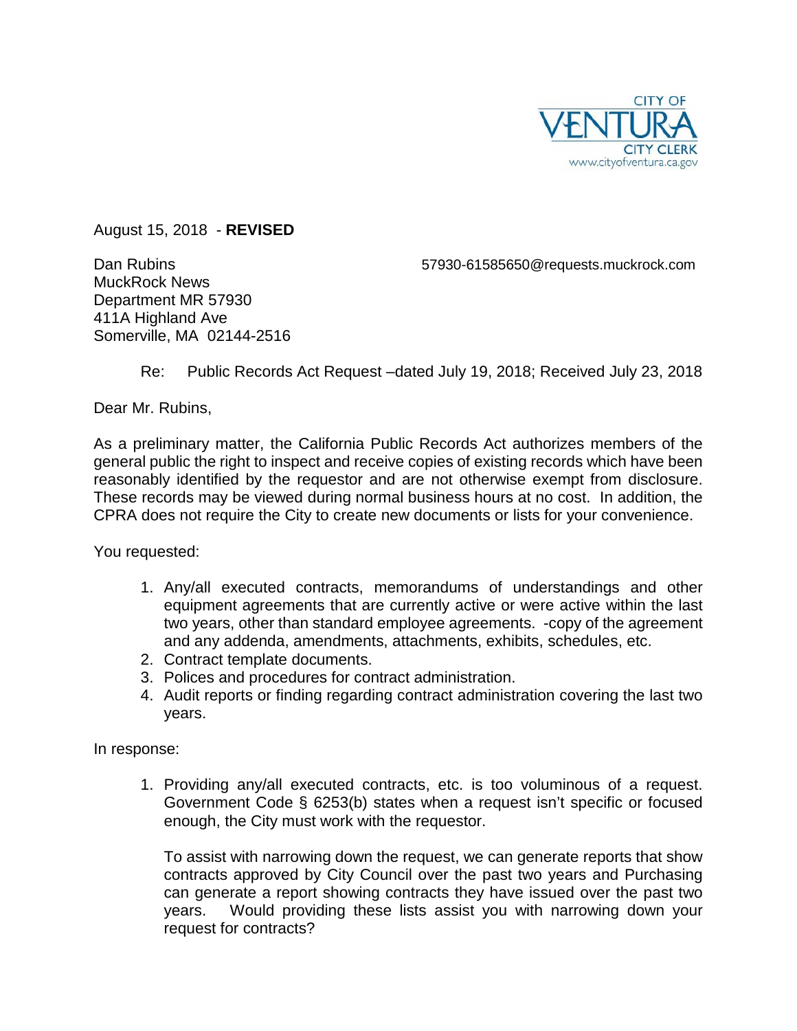CITY OF
VENTURA
CITY CLERK
www.cityofventura.ca.gov

August 15, 2018 - **REVISED**

Dan Rubins
MuckRock News
Department MR 57930
411A Highland Ave
Somerville, MA 02144-2516

57930-61585650@requests.muckrock.com

Re: Public Records Act Request –dated July 19, 2018; Received July 23, 2018

Dear Mr. Rubins,

As a preliminary matter, the California Public Records Act authorizes members of the general public the right to inspect and receive copies of existing records which have been reasonably identified by the requestor and are not otherwise exempt from disclosure. These records may be viewed during normal business hours at no cost. In addition, the CPRA does not require the City to create new documents or lists for your convenience.

You requested:

1. Any/all executed contracts, memorandums of understandings and other equipment agreements that are currently active or were active within the last two years, other than standard employee agreements. -copy of the agreement and any addenda, amendments, attachments, exhibits, schedules, etc.
2. Contract template documents.
3. Polices and procedures for contract administration.
4. Audit reports or finding regarding contract administration covering the last two years.

In response:

1. Providing any/all executed contracts, etc. is too voluminous of a request. Government Code § 6253(b) states when a request isn't specific or focused enough, the City must work with the requestor.

   To assist with narrowing down the request, we can generate reports that show contracts approved by City Council over the past two years and Purchasing can generate a report showing contracts they have issued over the past two years. Would providing these lists assist you with narrowing down your request for contracts?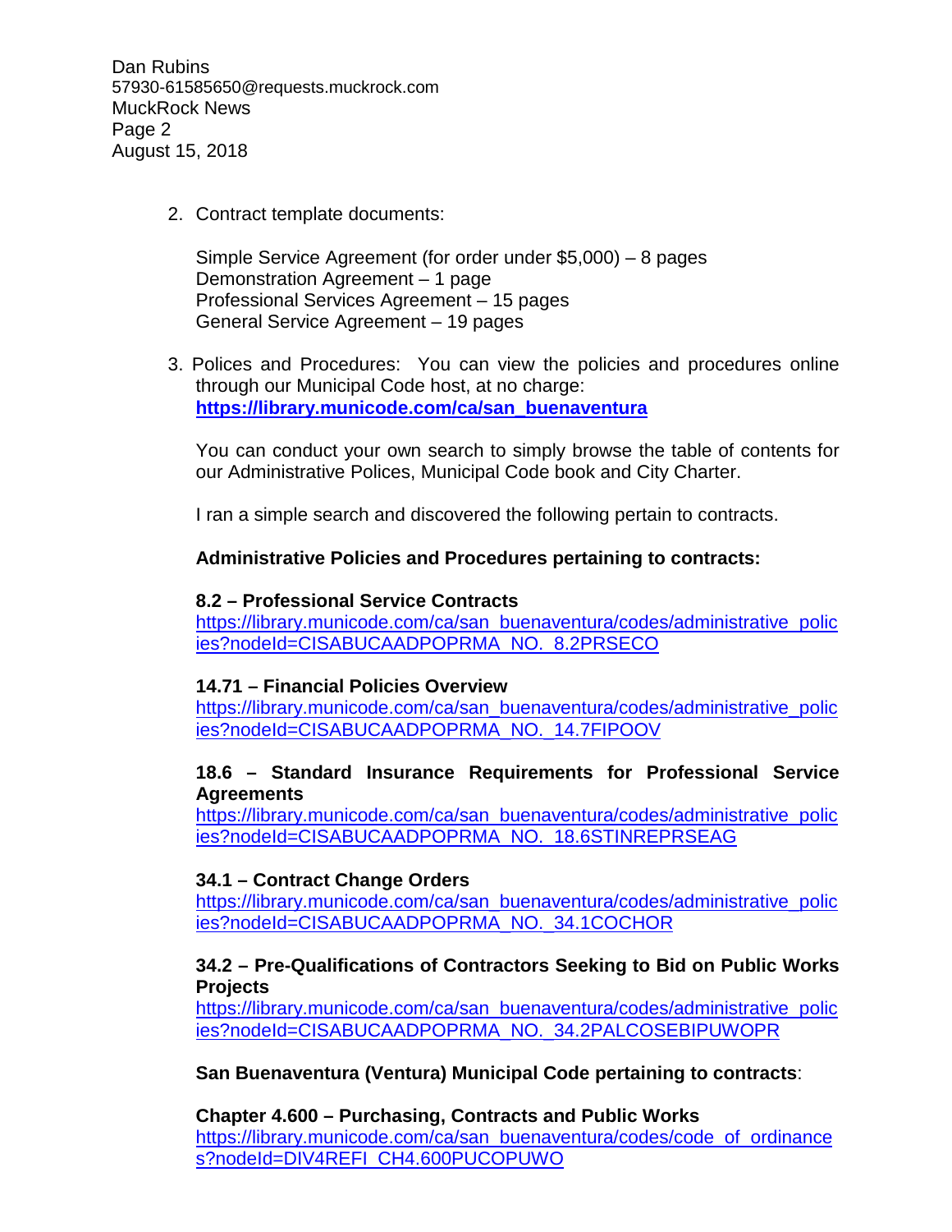2. Contract template documents:

   Simple Service Agreement (for order under $5,000) – 8 pages
   Demonstration Agreement – 1 page
   Professional Services Agreement – 15 pages
   General Service Agreement – 19 pages

3. Polices and Procedures: You can view the policies and procedures online through our Municipal Code host, at no charge: **https://library.municode.com/ca/san_buenaventura**

   You can conduct your own search to simply browse the table of contents for our Administrative Polices, Municipal Code book and City Charter.

   I ran a simple search and discovered the following pertain to contracts.

   **Administrative Policies and Procedures pertaining to contracts:**

   **8.2 – Professional Service Contracts**
   https://library.municode.com/ca/san_buenaventura/codes/administrative_policies?nodeId=CISABUCAADPOPRMA_NO._8.2PRSECO

   **14.71 – Financial Policies Overview**
   https://library.municode.com/ca/san_buenaventura/codes/administrative_policies?nodeId=CISABUCAADPOPRMA_NO._14.7FIPOOV

   **18.6 – Standard Insurance Requirements for Professional Service Agreements**
   https://library.municode.com/ca/san_buenaventura/codes/administrative_policies?nodeId=CISABUCAADPOPRMA_NO._18.6STINREPRSEAG

   **34.1 – Contract Change Orders**
   https://library.municode.com/ca/san_buenaventura/codes/administrative_policies?nodeId=CISABUCAADPOPRMA_NO._34.1COCHOR

   **34.2 – Pre-Qualifications of Contractors Seeking to Bid on Public Works Projects**
   https://library.municode.com/ca/san_buenaventura/codes/administrative_policies?nodeId=CISABUCAADPOPRMA_NO._34.2PALCOSEBIPUWOPR

   **San Buenaventura (Ventura) Municipal Code pertaining to contracts**:

   **Chapter 4.600 – Purchasing, Contracts and Public Works**
   https://library.municode.com/ca/san_buenaventura/codes/code_of_ordinances?nodeId=DIV4REFI_CH4.600PUCOPUWO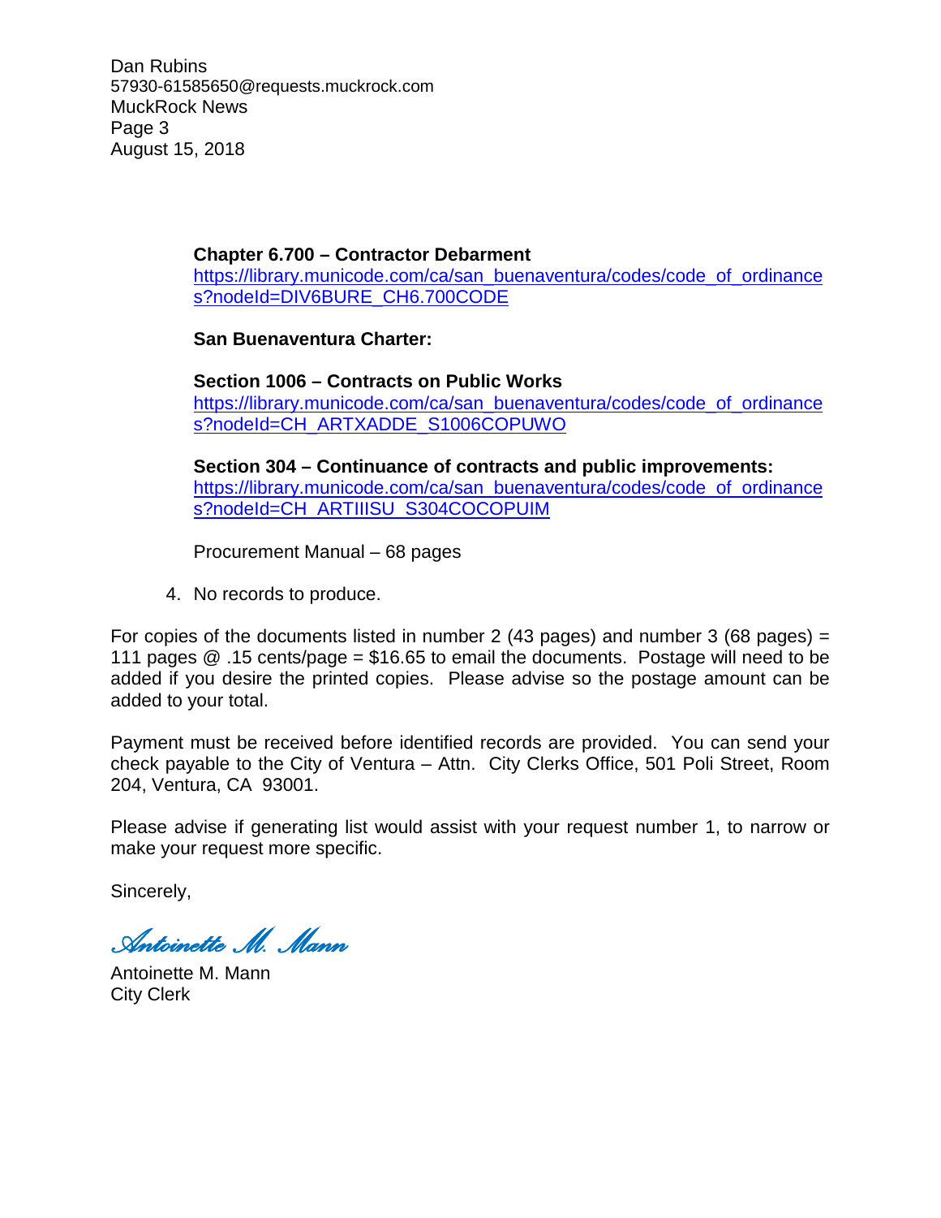**Chapter 6.700 – Contractor Debarment**
https://library.municode.com/ca/san_buenaventura/codes/code_of_ordinances?nodeId=DIV6BURE_CH6.700CODE

**San Buenaventura Charter:**

**Section 1006 – Contracts on Public Works**
https://library.municode.com/ca/san_buenaventura/codes/code_of_ordinances?nodeId=CH_ARTXADDE_S1006COPUWO

**Section 304 – Continuance of contracts and public improvements:**
https://library.municode.com/ca/san_buenaventura/codes/code_of_ordinances?nodeId=CH_ARTIIISU_S304COCOPUIM

Procurement Manual – 68 pages

4. No records to produce.

For copies of the documents listed in number 2 (43 pages) and number 3 (68 pages) = 111 pages @ .15 cents/page = $16.65 to email the documents. Postage will need to be added if you desire the printed copies. Please advise so the postage amount can be added to your total.

Payment must be received before identified records are provided. You can send your check payable to the City of Ventura – Attn. City Clerks Office, 501 Poli Street, Room 204, Ventura, CA 93001.

Please advise if generating list would assist with your request number 1, to narrow or make your request more specific.

Sincerely,

*Antoinette M. Mann*

Antoinette M. Mann
City Clerk